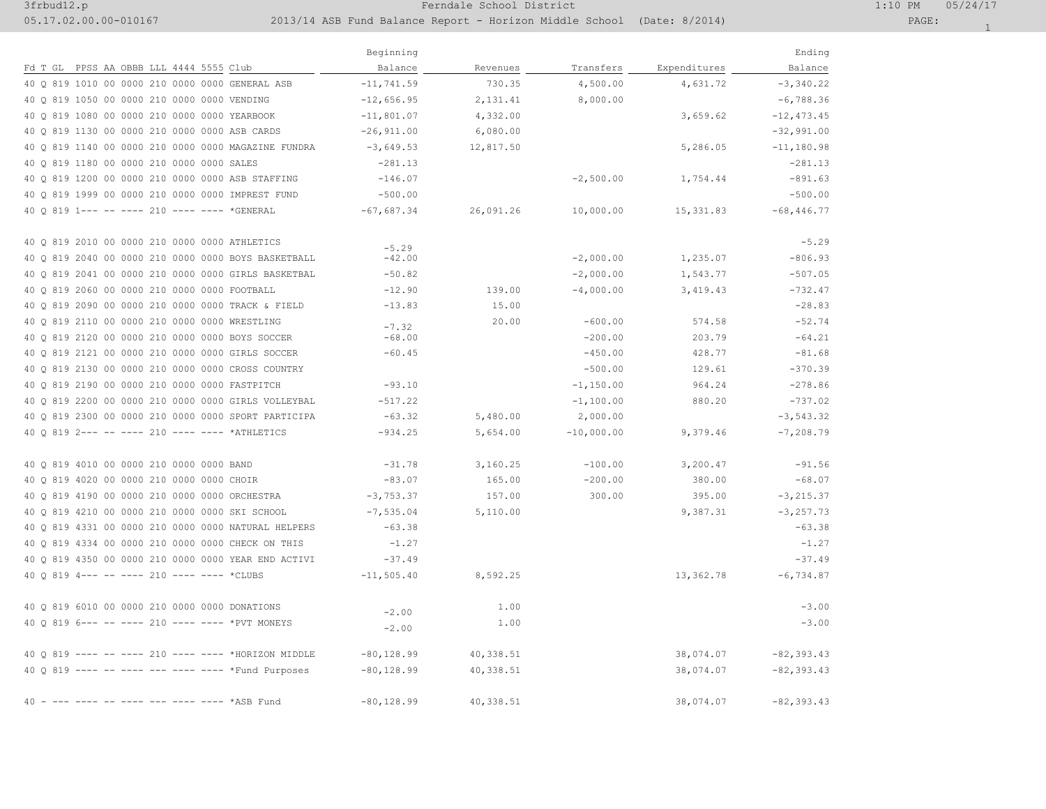Ferndale School District

2013/14 ASB Fund Balance Report - Horizon Middle School (Date: 8/2014)

| Fd T GL PPSS AA OBBB LLL 4444 5555 Club | Beginning Balance | Revenues | Transfers | Expenditures | Ending Balance |
|---|---|---|---|---|---|
| 40 Q 819 1010 00 0000 210 0000 0000 GENERAL ASB | -11,741.59 | 730.35 | 4,500.00 | 4,631.72 | -3,340.22 |
| 40 Q 819 1050 00 0000 210 0000 0000 VENDING | -12,656.95 | 2,131.41 | 8,000.00 | | -6,788.36 |
| 40 Q 819 1080 00 0000 210 0000 0000 YEARBOOK | -11,801.07 | 4,332.00 | | 3,659.62 | -12,473.45 |
| 40 Q 819 1130 00 0000 210 0000 0000 ASB CARDS | -26,911.00 | 6,080.00 | | | -32,991.00 |
| 40 Q 819 1140 00 0000 210 0000 0000 MAGAZINE FUNDRA | -3,649.53 | 12,817.50 | | 5,286.05 | -11,180.98 |
| 40 Q 819 1180 00 0000 210 0000 0000 SALES | -281.13 | | | | -281.13 |
| 40 Q 819 1200 00 0000 210 0000 0000 ASB STAFFING | -146.07 | | -2,500.00 | 1,754.44 | -891.63 |
| 40 Q 819 1999 00 0000 210 0000 0000 IMPREST FUND | -500.00 | | | | -500.00 |
| 40 Q 819 1--- -- ---- 210 ---- ---- *GENERAL | -67,687.34 | 26,091.26 | 10,000.00 | 15,331.83 | -68,446.77 |
| | | | | | |
| 40 Q 819 2010 00 0000 210 0000 0000 ATHLETICS | -5.29 | | | | -5.29 |
| 40 Q 819 2040 00 0000 210 0000 0000 BOYS BASKETBALL | -42.00 | | -2,000.00 | 1,235.07 | -806.93 |
| 40 Q 819 2041 00 0000 210 0000 0000 GIRLS BASKETBAL | -50.82 | | -2,000.00 | 1,543.77 | -507.05 |
| 40 Q 819 2060 00 0000 210 0000 0000 FOOTBALL | -12.90 | 139.00 | -4,000.00 | 3,419.43 | -732.47 |
| 40 Q 819 2090 00 0000 210 0000 0000 TRACK & FIELD | -13.83 | 15.00 | | | -28.83 |
| 40 Q 819 2110 00 0000 210 0000 0000 WRESTLING | -7.32 | 20.00 | -600.00 | 574.58 | -52.74 |
| 40 Q 819 2120 00 0000 210 0000 0000 BOYS SOCCER | -68.00 | | -200.00 | 203.79 | -64.21 |
| 40 Q 819 2121 00 0000 210 0000 0000 GIRLS SOCCER | -60.45 | | -450.00 | 428.77 | -81.68 |
| 40 Q 819 2130 00 0000 210 0000 0000 CROSS COUNTRY | | | -500.00 | 129.61 | -370.39 |
| 40 Q 819 2190 00 0000 210 0000 0000 FASTPITCH | -93.10 | | -1,150.00 | 964.24 | -278.86 |
| 40 Q 819 2200 00 0000 210 0000 0000 GIRLS VOLLEYBAL | -517.22 | | -1,100.00 | 880.20 | -737.02 |
| 40 Q 819 2300 00 0000 210 0000 0000 SPORT PARTICIPA | -63.32 | 5,480.00 | 2,000.00 | | -3,543.32 |
| 40 Q 819 2--- -- ---- 210 ---- ---- *ATHLETICS | -934.25 | 5,654.00 | -10,000.00 | 9,379.46 | -7,208.79 |
| | | | | | |
| 40 Q 819 4010 00 0000 210 0000 0000 BAND | -31.78 | 3,160.25 | -100.00 | 3,200.47 | -91.56 |
| 40 Q 819 4020 00 0000 210 0000 0000 CHOIR | -83.07 | 165.00 | -200.00 | 380.00 | -68.07 |
| 40 Q 819 4190 00 0000 210 0000 0000 ORCHESTRA | -3,753.37 | 157.00 | 300.00 | 395.00 | -3,215.37 |
| 40 Q 819 4210 00 0000 210 0000 0000 SKI SCHOOL | -7,535.04 | 5,110.00 | | 9,387.31 | -3,257.73 |
| 40 Q 819 4331 00 0000 210 0000 0000 NATURAL HELPERS | -63.38 | | | | -63.38 |
| 40 Q 819 4334 00 0000 210 0000 0000 CHECK ON THIS | -1.27 | | | | -1.27 |
| 40 Q 819 4350 00 0000 210 0000 0000 YEAR END ACTIVI | -37.49 | | | | -37.49 |
| 40 Q 819 4--- -- ---- 210 ---- ---- *CLUBS | -11,505.40 | 8,592.25 | | 13,362.78 | -6,734.87 |
| | | | | | |
| 40 Q 819 6010 00 0000 210 0000 0000 DONATIONS | -2.00 | 1.00 | | | -3.00 |
| 40 Q 819 6--- -- ---- 210 ---- ---- *PVT MONEYS | -2.00 | 1.00 | | | -3.00 |
| | | | | | |
| 40 Q 819 ---- -- ---- 210 ---- ---- *HORIZON MIDDLE | -80,128.99 | 40,338.51 | | 38,074.07 | -82,393.43 |
| 40 Q 819 ---- -- ---- --- ---- ---- *Fund Purposes | -80,128.99 | 40,338.51 | | 38,074.07 | -82,393.43 |
| | | | | | |
| 40 - --- ---- -- ---- --- ---- ---- *ASB Fund | -80,128.99 | 40,338.51 | | 38,074.07 | -82,393.43 |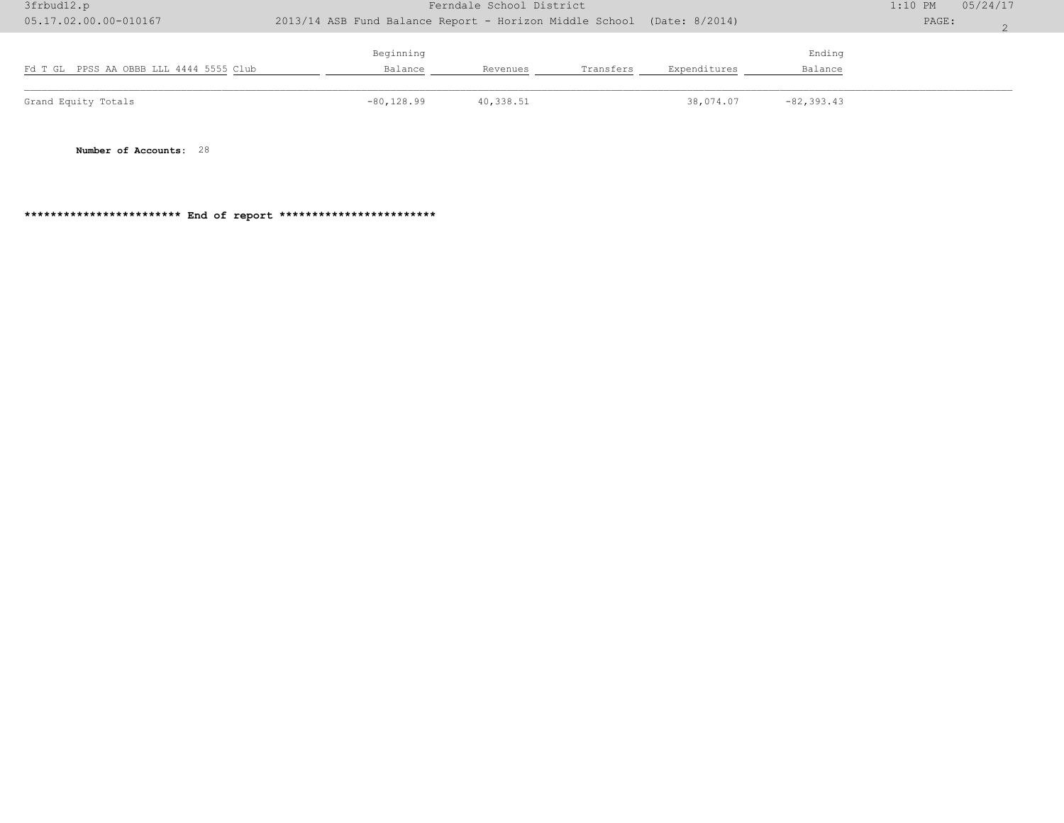| Fd T GL PPSS AA OBBB LLL 4444 5555 Club | Beginning Balance | Revenues | Transfers | Expenditures | Ending Balance |
|---|---|---|---|---|---|
| Grand Equity Totals | -80,128.99 | 40,338.51 | | 38,074.07 | -82,393.43 |

**Number of Accounts:** 28

************************ **End of report** ************************